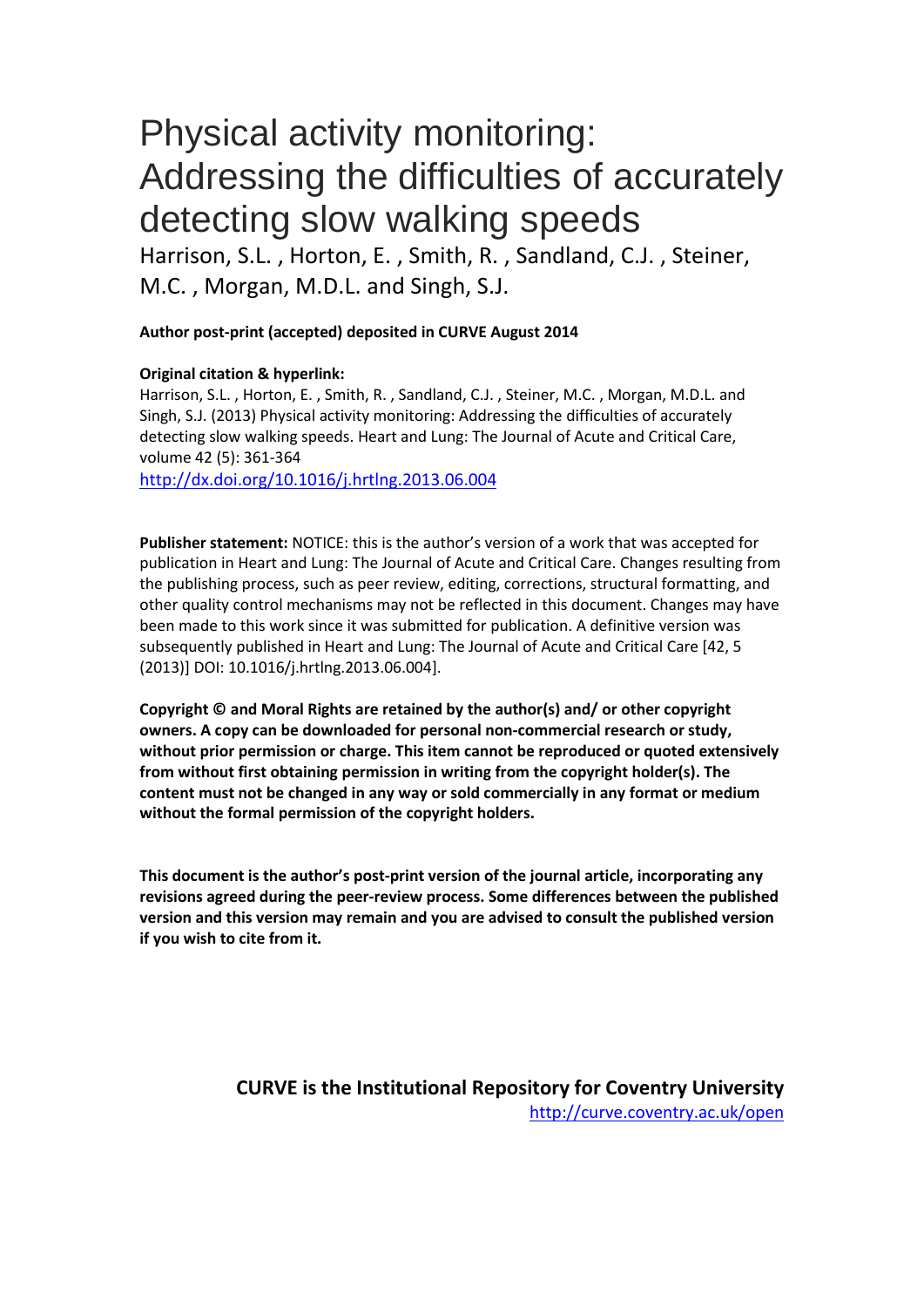# Physical activity monitoring: Addressing the difficulties of accurately detecting slow walking speeds

Harrison, S.L. , Horton, E. , Smith, R. , Sandland, C.J. , Steiner, M.C. , Morgan, M.D.L. and Singh, S.J.

**Author post-print (accepted) deposited in CURVE August 2014**

**Original citation & hyperlink:**

Harrison, S.L. , Horton, E. , Smith, R. , Sandland, C.J. , Steiner, M.C. , Morgan, M.D.L. and Singh, S.J. (2013) Physical activity monitoring: Addressing the difficulties of accurately detecting slow walking speeds. Heart and Lung: The Journal of Acute and Critical Care, volume 42 (5): 361-364

http://dx.doi.org/10.1016/j.hrtlng.2013.06.004

**Publisher statement:** NOTICE: this is the author's version of a work that was accepted for publication in Heart and Lung: The Journal of Acute and Critical Care. Changes resulting from the publishing process, such as peer review, editing, corrections, structural formatting, and other quality control mechanisms may not be reflected in this document. Changes may have been made to this work since it was submitted for publication. A definitive version was subsequently published in Heart and Lung: The Journal of Acute and Critical Care [42, 5 (2013)] DOI: 10.1016/j.hrtlng.2013.06.004].

**Copyright © and Moral Rights are retained by the author(s) and/ or other copyright owners. A copy can be downloaded for personal non-commercial research or study, without prior permission or charge. This item cannot be reproduced or quoted extensively from without first obtaining permission in writing from the copyright holder(s). The content must not be changed in any way or sold commercially in any format or medium without the formal permission of the copyright holders.**

**This document is the author's post-print version of the journal article, incorporating any revisions agreed during the peer-review process. Some differences between the published version and this version may remain and you are advised to consult the published version if you wish to cite from it.**

**CURVE is the Institutional Repository for Coventry University**

http://curve.coventry.ac.uk/open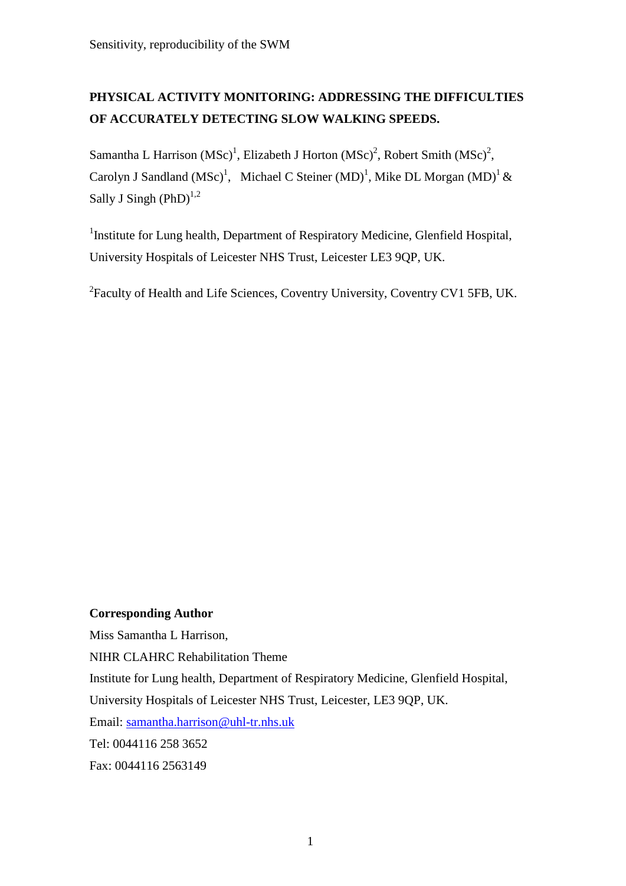**PHYSICAL ACTIVITY MONITORING: ADDRESSING THE DIFFICULTIES OF ACCURATELY DETECTING SLOW WALKING SPEEDS.**

Samantha L Harrison (MSc)[1], Elizabeth J Horton (MSc)[2], Robert Smith (MSc)[2], Carolyn J Sandland (MSc)[1], Michael C Steiner (MD)[1], Mike DL Morgan (MD)[1] & Sally J Singh (PhD)[1,2]

[1]Institute for Lung health, Department of Respiratory Medicine, Glenfield Hospital, University Hospitals of Leicester NHS Trust, Leicester LE3 9QP, UK.

[2]Faculty of Health and Life Sciences, Coventry University, Coventry CV1 5FB, UK.

**Corresponding Author**

Miss Samantha L Harrison,

NIHR CLAHRC Rehabilitation Theme

Institute for Lung health, Department of Respiratory Medicine, Glenfield Hospital, University Hospitals of Leicester NHS Trust, Leicester, LE3 9QP, UK.

Email: samantha.harrison@uhl-tr.nhs.uk

Tel: 0044116 258 3652

Fax: 0044116 2563149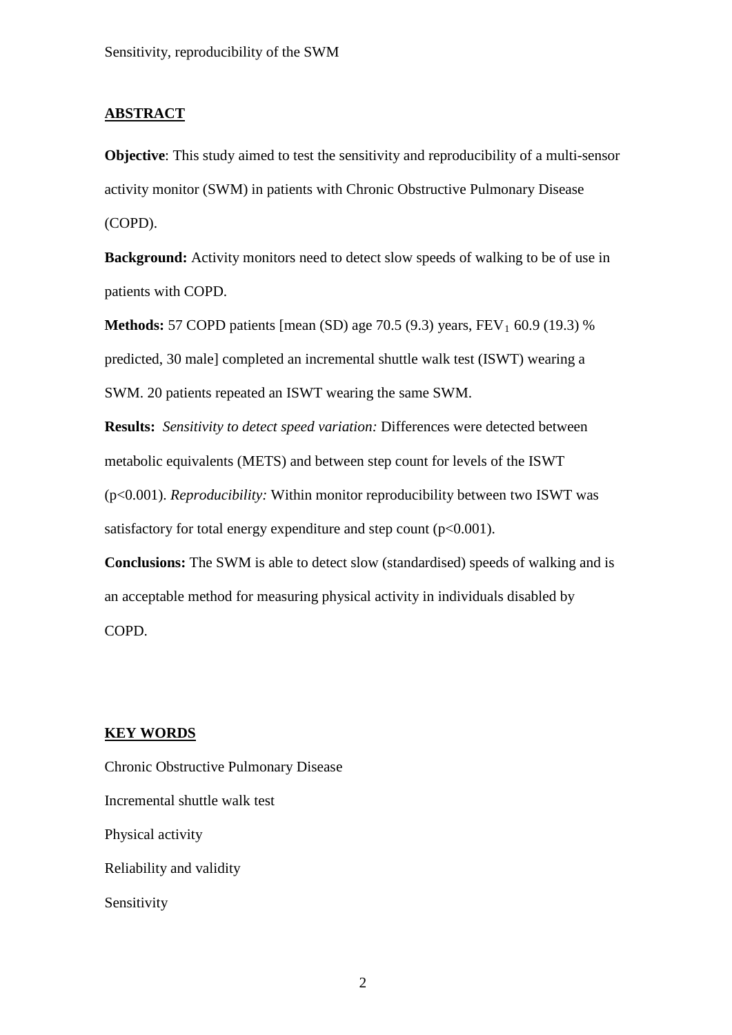## ABSTRACT

**Objective**: This study aimed to test the sensitivity and reproducibility of a multi-sensor activity monitor (SWM) in patients with Chronic Obstructive Pulmonary Disease (COPD).

**Background:** Activity monitors need to detect slow speeds of walking to be of use in patients with COPD.

**Methods:** 57 COPD patients [mean (SD) age 70.5 (9.3) years, $FEV_1$ 60.9 (19.3) % predicted, 30 male] completed an incremental shuttle walk test (ISWT) wearing a SWM. 20 patients repeated an ISWT wearing the same SWM.

**Results:** *Sensitivity to detect speed variation:* Differences were detected between metabolic equivalents (METS) and between step count for levels of the ISWT ($p<0.001$). *Reproducibility:* Within monitor reproducibility between two ISWT was satisfactory for total energy expenditure and step count ($p<0.001$).

**Conclusions:** The SWM is able to detect slow (standardised) speeds of walking and is an acceptable method for measuring physical activity in individuals disabled by COPD.

## KEY WORDS

Chronic Obstructive Pulmonary Disease

Incremental shuttle walk test

Physical activity

Reliability and validity

Sensitivity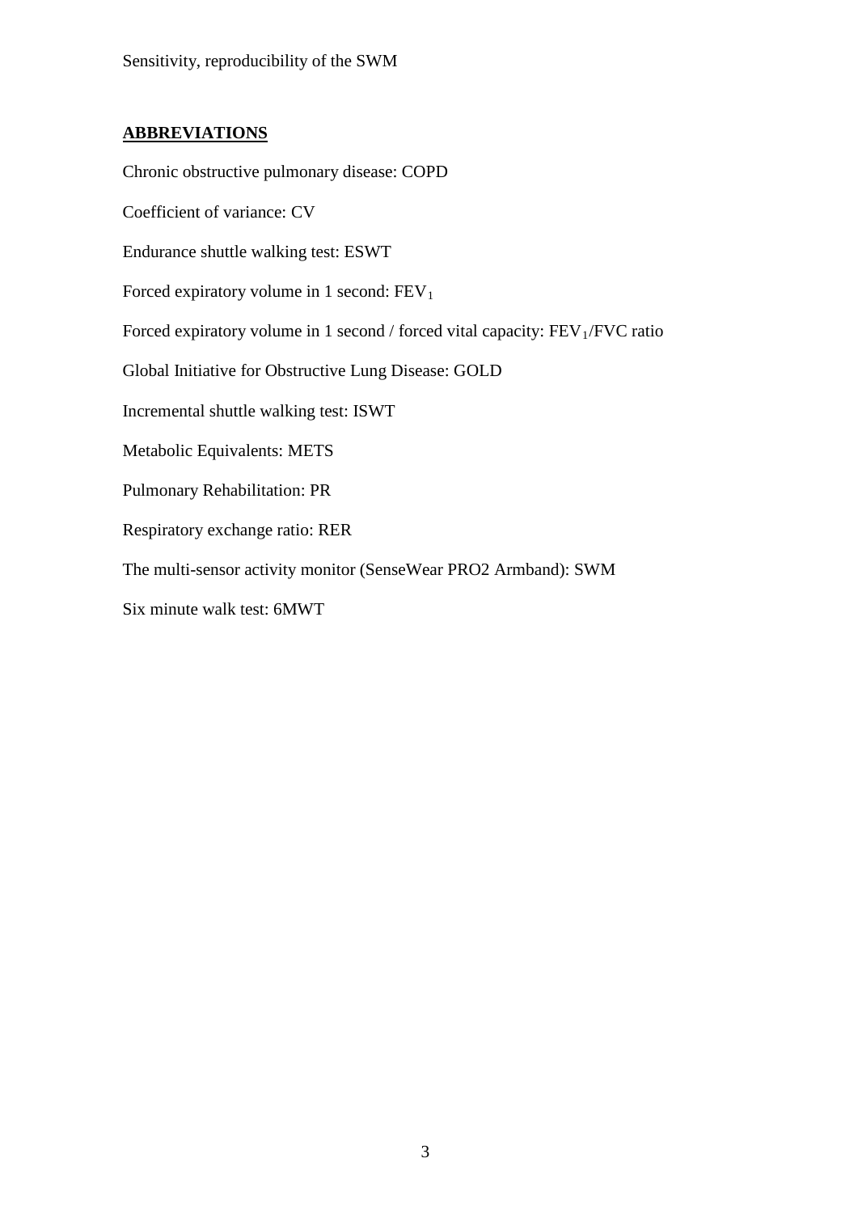## ABBREVIATIONS

Chronic obstructive pulmonary disease: COPD

Coefficient of variance: CV

Endurance shuttle walking test: ESWT

Forced expiratory volume in 1 second: $FEV_1$

Forced expiratory volume in 1 second / forced vital capacity: $FEV_1$/FVC ratio

Global Initiative for Obstructive Lung Disease: GOLD

Incremental shuttle walking test: ISWT

Metabolic Equivalents: METS

Pulmonary Rehabilitation: PR

Respiratory exchange ratio: RER

The multi-sensor activity monitor (SenseWear PRO2 Armband): SWM

Six minute walk test: 6MWT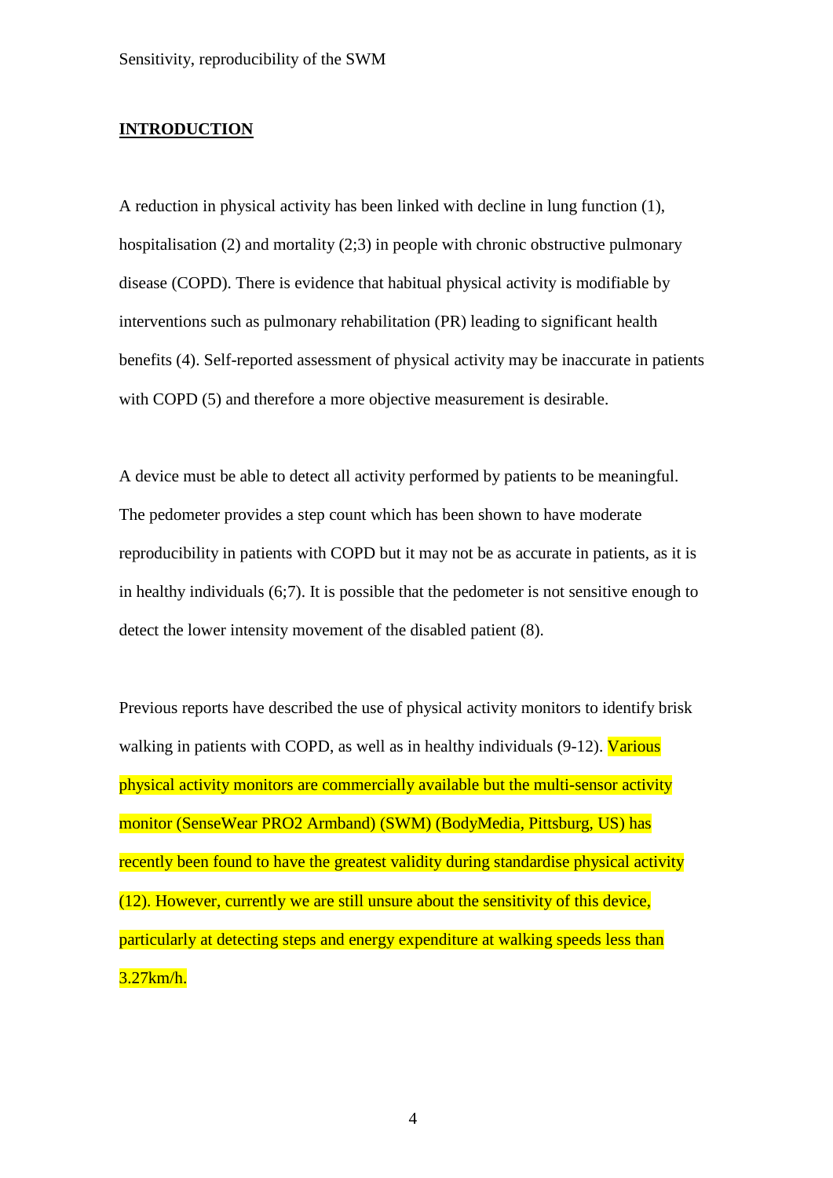## INTRODUCTION

A reduction in physical activity has been linked with decline in lung function (1), hospitalisation (2) and mortality (2;3) in people with chronic obstructive pulmonary disease (COPD). There is evidence that habitual physical activity is modifiable by interventions such as pulmonary rehabilitation (PR) leading to significant health benefits (4). Self-reported assessment of physical activity may be inaccurate in patients with COPD (5) and therefore a more objective measurement is desirable.

A device must be able to detect all activity performed by patients to be meaningful. The pedometer provides a step count which has been shown to have moderate reproducibility in patients with COPD but it may not be as accurate in patients, as it is in healthy individuals (6;7). It is possible that the pedometer is not sensitive enough to detect the lower intensity movement of the disabled patient (8).

Previous reports have described the use of physical activity monitors to identify brisk walking in patients with COPD, as well as in healthy individuals (9-12). Various physical activity monitors are commercially available but the multi-sensor activity monitor (SenseWear PRO2 Armband) (SWM) (BodyMedia, Pittsburg, US) has recently been found to have the greatest validity during standardise physical activity (12). However, currently we are still unsure about the sensitivity of this device, particularly at detecting steps and energy expenditure at walking speeds less than 3.27km/h.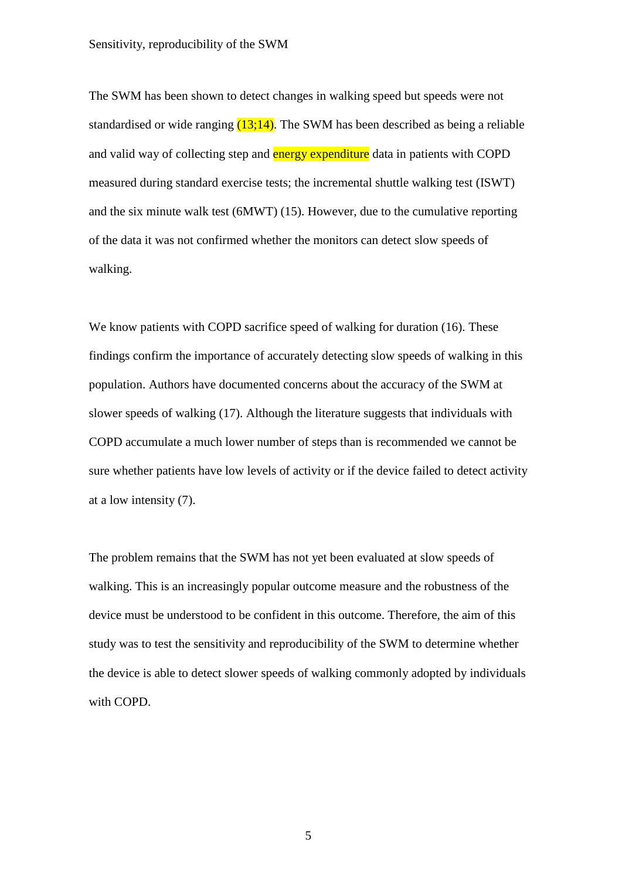Sensitivity, reproducibility of the SWM

The SWM has been shown to detect changes in walking speed but speeds were not standardised or wide ranging (13;14). The SWM has been described as being a reliable and valid way of collecting step and energy expenditure data in patients with COPD measured during standard exercise tests; the incremental shuttle walking test (ISWT) and the six minute walk test (6MWT) (15). However, due to the cumulative reporting of the data it was not confirmed whether the monitors can detect slow speeds of walking.

We know patients with COPD sacrifice speed of walking for duration (16). These findings confirm the importance of accurately detecting slow speeds of walking in this population. Authors have documented concerns about the accuracy of the SWM at slower speeds of walking (17). Although the literature suggests that individuals with COPD accumulate a much lower number of steps than is recommended we cannot be sure whether patients have low levels of activity or if the device failed to detect activity at a low intensity (7).

The problem remains that the SWM has not yet been evaluated at slow speeds of walking. This is an increasingly popular outcome measure and the robustness of the device must be understood to be confident in this outcome. Therefore, the aim of this study was to test the sensitivity and reproducibility of the SWM to determine whether the device is able to detect slower speeds of walking commonly adopted by individuals with COPD.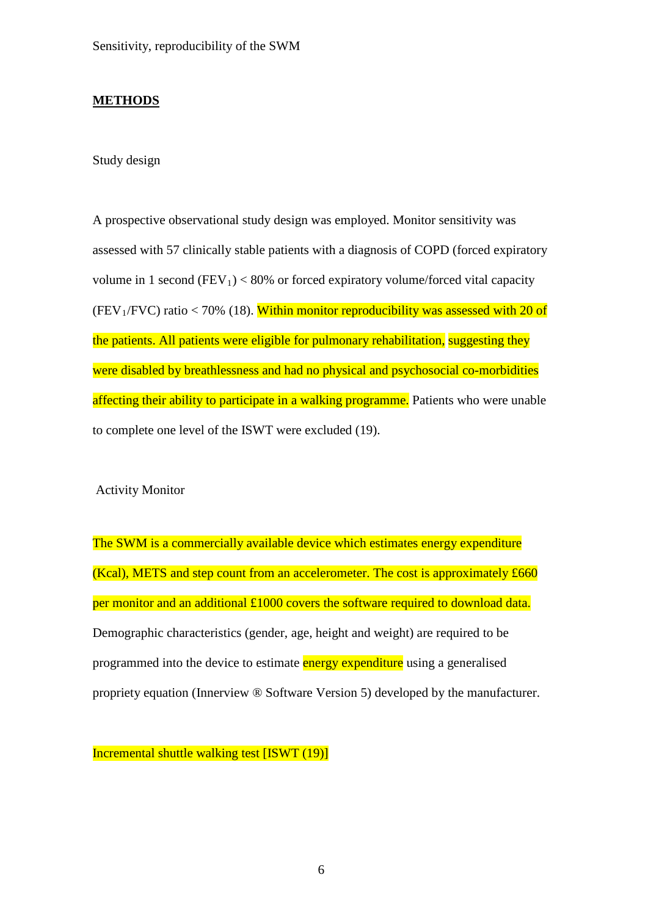## METHODS

### Study design

A prospective observational study design was employed. Monitor sensitivity was assessed with 57 clinically stable patients with a diagnosis of COPD (forced expiratory volume in 1 second ($FEV_1$) < 80% or forced expiratory volume/forced vital capacity ($FEV_1$/FVC) ratio < 70% (18). Within monitor reproducibility was assessed with 20 of the patients. All patients were eligible for pulmonary rehabilitation, suggesting they were disabled by breathlessness and had no physical and psychosocial co-morbidities affecting their ability to participate in a walking programme. Patients who were unable to complete one level of the ISWT were excluded (19).

### Activity Monitor

The SWM is a commercially available device which estimates energy expenditure (Kcal), METS and step count from an accelerometer. The cost is approximately £660 per monitor and an additional £1000 covers the software required to download data. Demographic characteristics (gender, age, height and weight) are required to be programmed into the device to estimate energy expenditure using a generalised propriety equation (Innerview ® Software Version 5) developed by the manufacturer.

### Incremental shuttle walking test [ISWT (19)]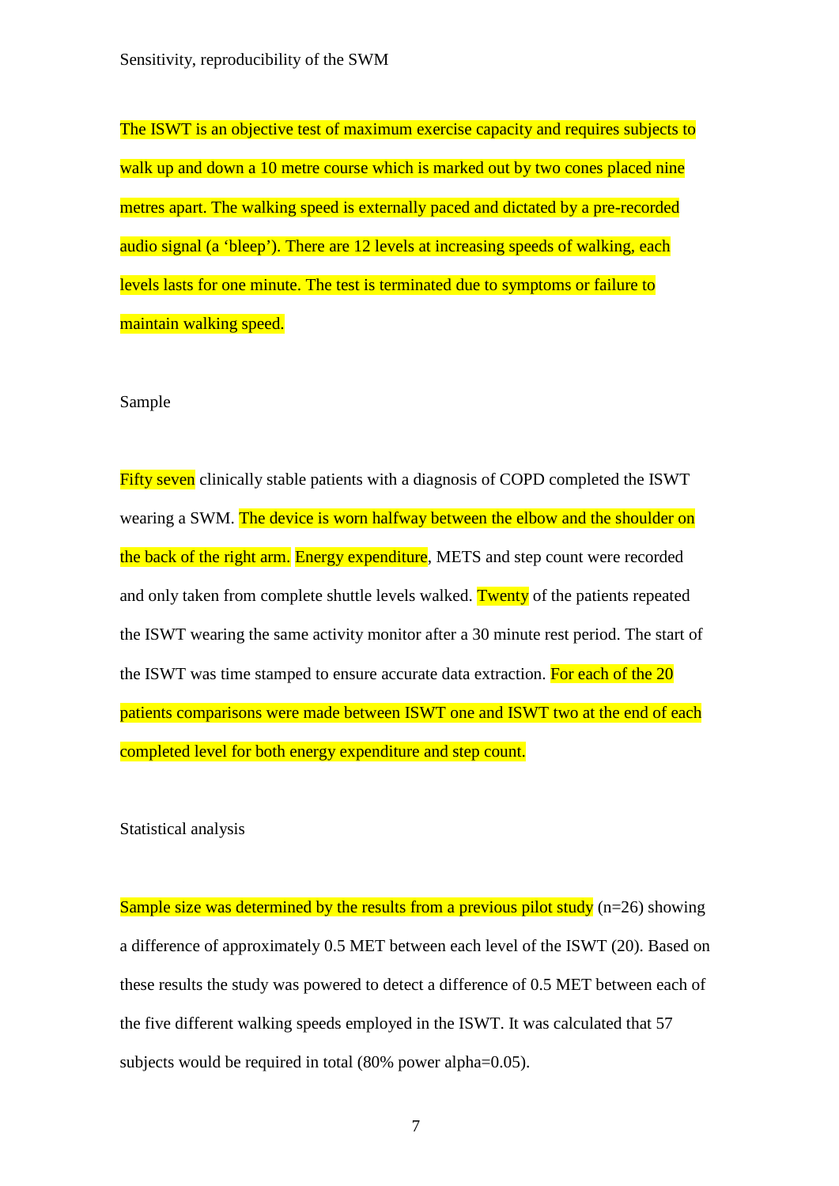## Sensitivity, reproducibility of the SWM

The ISWT is an objective test of maximum exercise capacity and requires subjects to walk up and down a 10 metre course which is marked out by two cones placed nine metres apart. The walking speed is externally paced and dictated by a pre-recorded audio signal (a 'bleep'). There are 12 levels at increasing speeds of walking, each levels lasts for one minute. The test is terminated due to symptoms or failure to maintain walking speed.

## Sample

Fifty seven clinically stable patients with a diagnosis of COPD completed the ISWT wearing a SWM. The device is worn halfway between the elbow and the shoulder on the back of the right arm. Energy expenditure, METS and step count were recorded and only taken from complete shuttle levels walked. Twenty of the patients repeated the ISWT wearing the same activity monitor after a 30 minute rest period. The start of the ISWT was time stamped to ensure accurate data extraction. For each of the 20 patients comparisons were made between ISWT one and ISWT two at the end of each completed level for both energy expenditure and step count.

## Statistical analysis

Sample size was determined by the results from a previous pilot study (n=26) showing a difference of approximately 0.5 MET between each level of the ISWT (20). Based on these results the study was powered to detect a difference of 0.5 MET between each of the five different walking speeds employed in the ISWT. It was calculated that 57 subjects would be required in total (80% power alpha=0.05).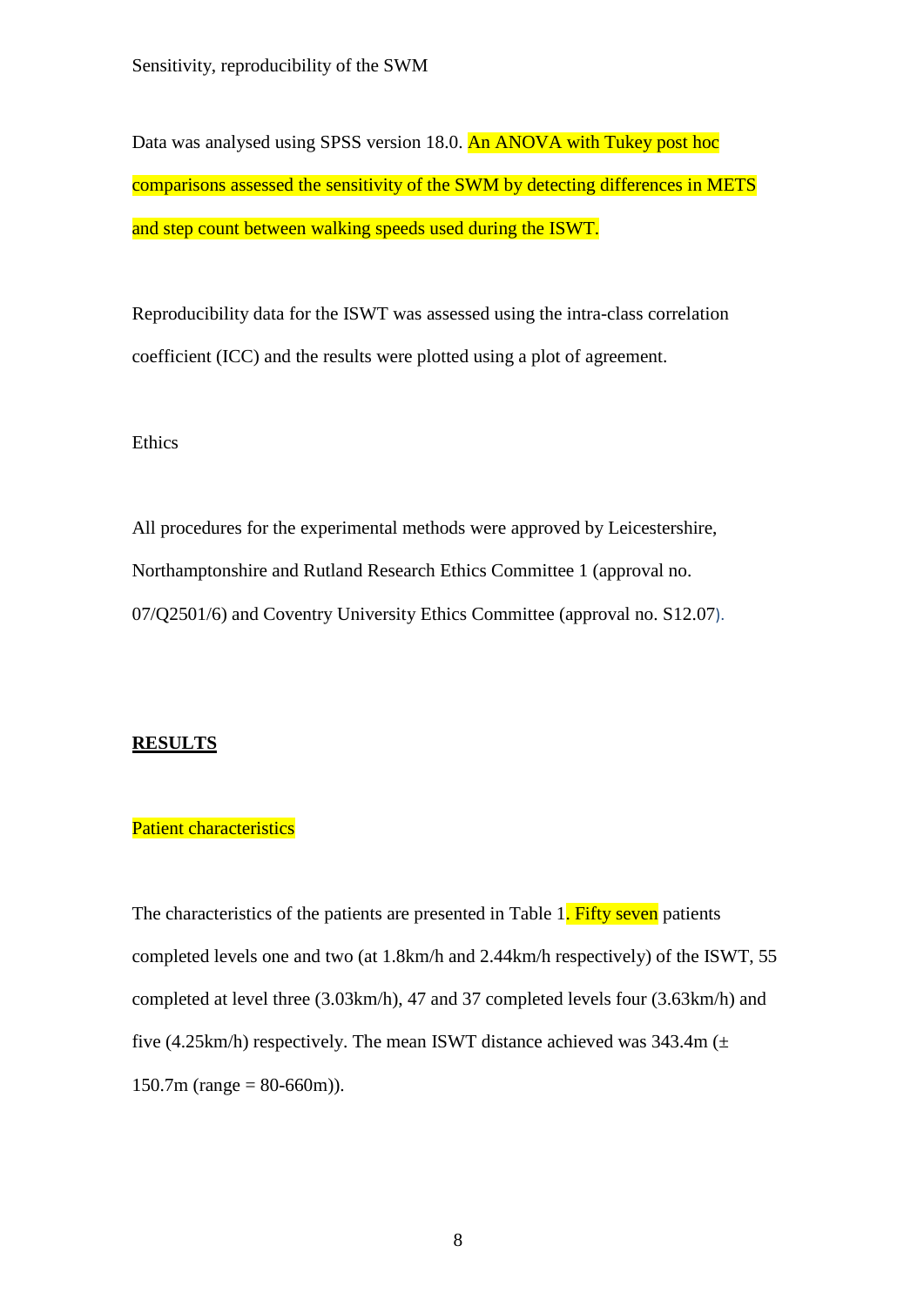Sensitivity, reproducibility of the SWM

Data was analysed using SPSS version 18.0. An ANOVA with Tukey post hoc comparisons assessed the sensitivity of the SWM by detecting differences in METS and step count between walking speeds used during the ISWT.

Reproducibility data for the ISWT was assessed using the intra-class correlation coefficient (ICC) and the results were plotted using a plot of agreement.

Ethics

All procedures for the experimental methods were approved by Leicestershire, Northamptonshire and Rutland Research Ethics Committee 1 (approval no. 07/Q2501/6) and Coventry University Ethics Committee (approval no. S12.07).

## RESULTS

Patient characteristics

The characteristics of the patients are presented in Table 1. Fifty seven patients completed levels one and two (at 1.8km/h and 2.44km/h respectively) of the ISWT, 55 completed at level three (3.03km/h), 47 and 37 completed levels four (3.63km/h) and five (4.25km/h) respectively. The mean ISWT distance achieved was 343.4m (± 150.7m (range = 80-660m)).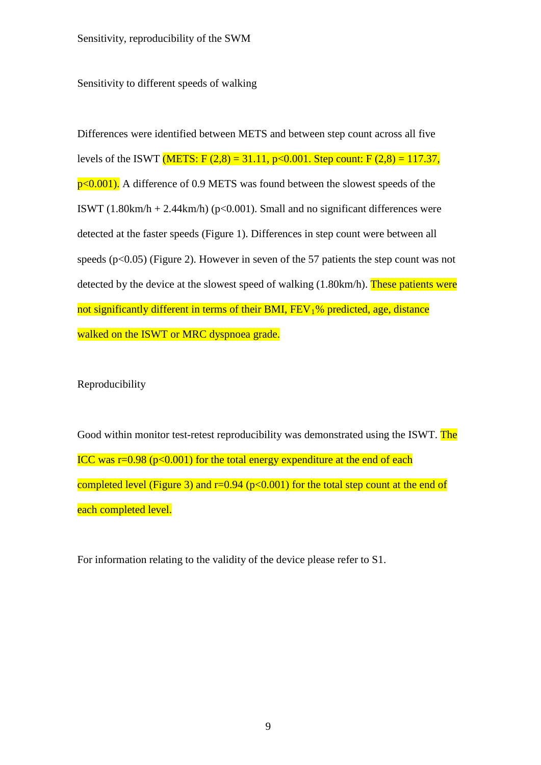## Sensitivity, reproducibility of the SWM

### Sensitivity to different speeds of walking

Differences were identified between METS and between step count across all five levels of the ISWT (METS: $F(2,8) = 31.11$, $p<0.001$. Step count: $F(2,8) = 117.37$, $p<0.001$). A difference of 0.9 METS was found between the slowest speeds of the ISWT (1.80km/h + 2.44km/h) ($p<0.001$). Small and no significant differences were detected at the faster speeds (Figure 1). Differences in step count were between all speeds ($p<0.05$) (Figure 2). However in seven of the 57 patients the step count was not detected by the device at the slowest speed of walking (1.80km/h). These patients were not significantly different in terms of their BMI, $FEV_1$% predicted, age, distance walked on the ISWT or MRC dyspnoea grade.

### Reproducibility

Good within monitor test-retest reproducibility was demonstrated using the ISWT. The ICC was $r=0.98$ ($p<0.001$) for the total energy expenditure at the end of each completed level (Figure 3) and $r=0.94$ ($p<0.001$) for the total step count at the end of each completed level.

For information relating to the validity of the device please refer to S1.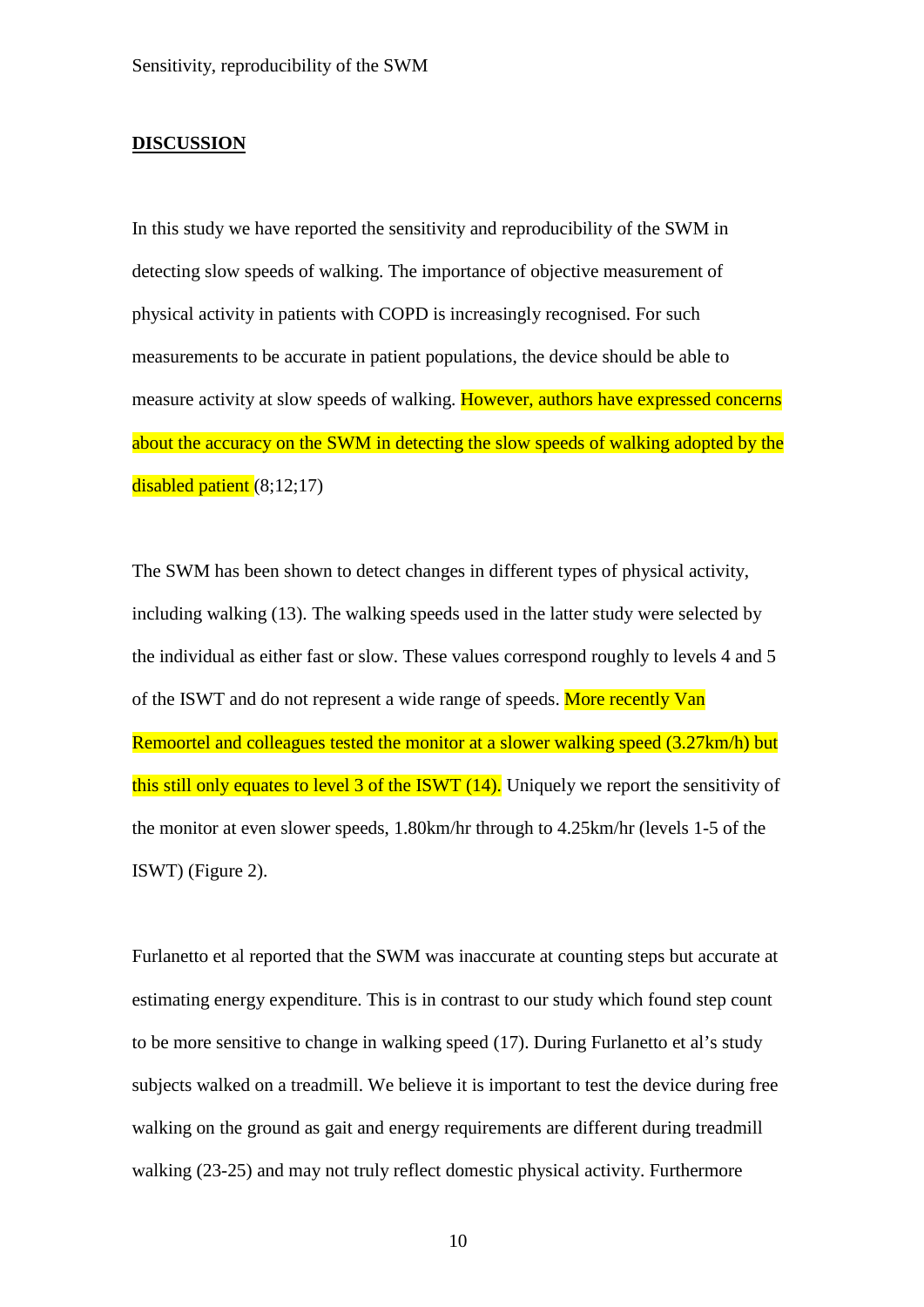## DISCUSSION

In this study we have reported the sensitivity and reproducibility of the SWM in detecting slow speeds of walking. The importance of objective measurement of physical activity in patients with COPD is increasingly recognised. For such measurements to be accurate in patient populations, the device should be able to measure activity at slow speeds of walking. However, authors have expressed concerns about the accuracy on the SWM in detecting the slow speeds of walking adopted by the disabled patient (8;12;17)

The SWM has been shown to detect changes in different types of physical activity, including walking (13). The walking speeds used in the latter study were selected by the individual as either fast or slow. These values correspond roughly to levels 4 and 5 of the ISWT and do not represent a wide range of speeds. More recently Van Remoortel and colleagues tested the monitor at a slower walking speed (3.27km/h) but this still only equates to level 3 of the ISWT (14). Uniquely we report the sensitivity of the monitor at even slower speeds, 1.80km/hr through to 4.25km/hr (levels 1-5 of the ISWT) (Figure 2).

Furlanetto et al reported that the SWM was inaccurate at counting steps but accurate at estimating energy expenditure. This is in contrast to our study which found step count to be more sensitive to change in walking speed (17). During Furlanetto et al's study subjects walked on a treadmill. We believe it is important to test the device during free walking on the ground as gait and energy requirements are different during treadmill walking (23-25) and may not truly reflect domestic physical activity. Furthermore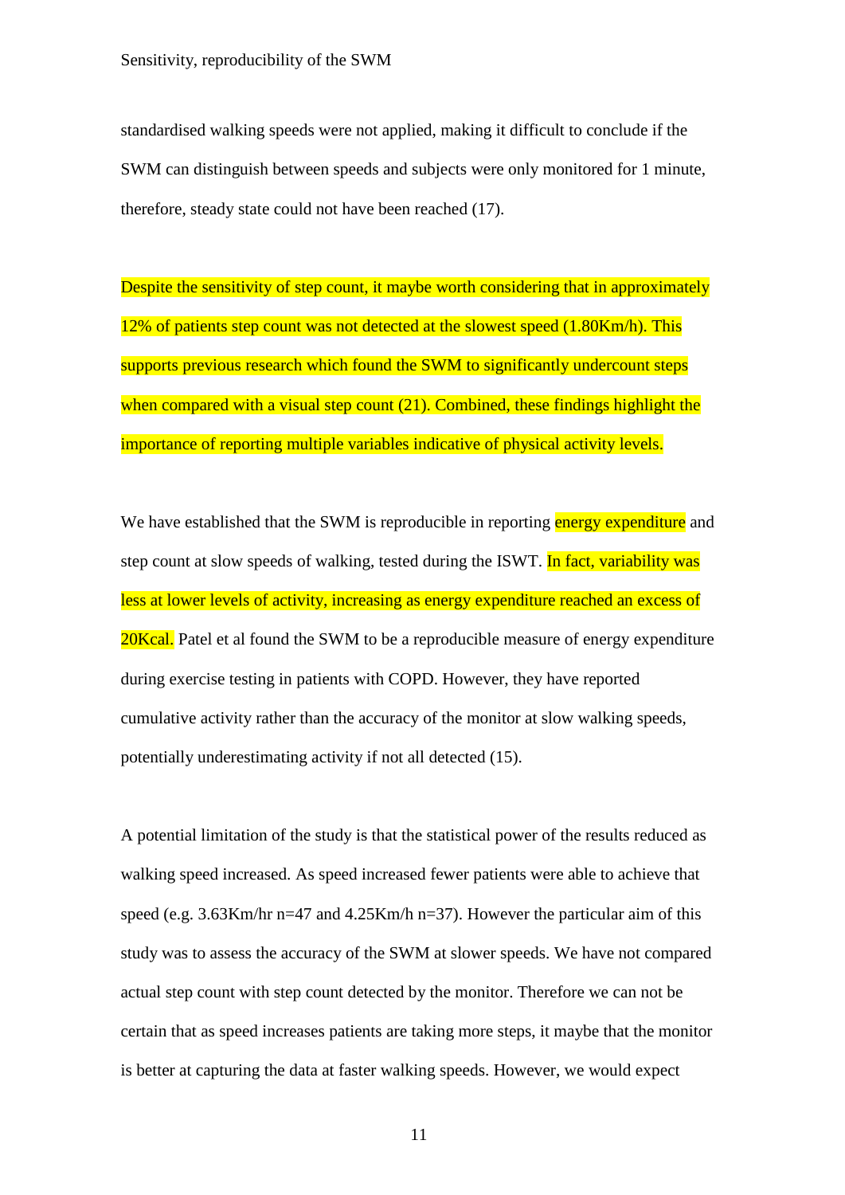standardised walking speeds were not applied, making it difficult to conclude if the SWM can distinguish between speeds and subjects were only monitored for 1 minute, therefore, steady state could not have been reached (17).

Despite the sensitivity of step count, it maybe worth considering that in approximately 12% of patients step count was not detected at the slowest speed (1.80Km/h). This supports previous research which found the SWM to significantly undercount steps when compared with a visual step count (21). Combined, these findings highlight the importance of reporting multiple variables indicative of physical activity levels.

We have established that the SWM is reproducible in reporting energy expenditure and step count at slow speeds of walking, tested during the ISWT. In fact, variability was less at lower levels of activity, increasing as energy expenditure reached an excess of 20Kcal. Patel et al found the SWM to be a reproducible measure of energy expenditure during exercise testing in patients with COPD. However, they have reported cumulative activity rather than the accuracy of the monitor at slow walking speeds, potentially underestimating activity if not all detected (15).

A potential limitation of the study is that the statistical power of the results reduced as walking speed increased. As speed increased fewer patients were able to achieve that speed (e.g. 3.63Km/hr n=47 and 4.25Km/h n=37). However the particular aim of this study was to assess the accuracy of the SWM at slower speeds. We have not compared actual step count with step count detected by the monitor. Therefore we can not be certain that as speed increases patients are taking more steps, it maybe that the monitor is better at capturing the data at faster walking speeds. However, we would expect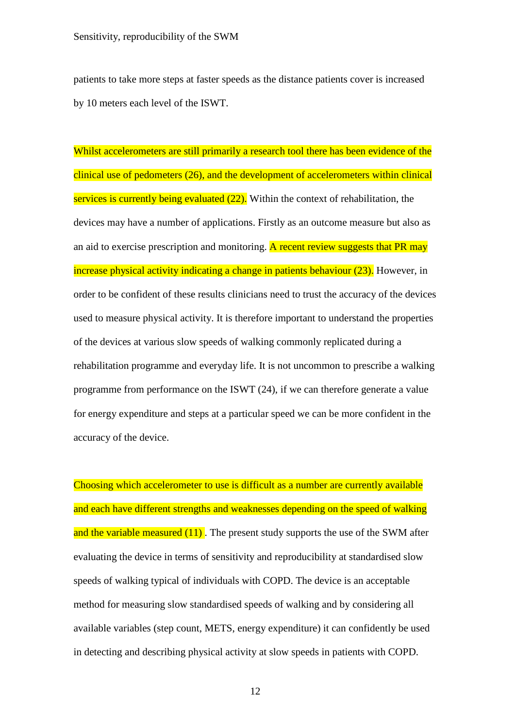patients to take more steps at faster speeds as the distance patients cover is increased by 10 meters each level of the ISWT.

Whilst accelerometers are still primarily a research tool there has been evidence of the clinical use of pedometers (26), and the development of accelerometers within clinical services is currently being evaluated (22). Within the context of rehabilitation, the devices may have a number of applications. Firstly as an outcome measure but also as an aid to exercise prescription and monitoring. A recent review suggests that PR may increase physical activity indicating a change in patients behaviour (23). However, in order to be confident of these results clinicians need to trust the accuracy of the devices used to measure physical activity. It is therefore important to understand the properties of the devices at various slow speeds of walking commonly replicated during a rehabilitation programme and everyday life. It is not uncommon to prescribe a walking programme from performance on the ISWT (24), if we can therefore generate a value for energy expenditure and steps at a particular speed we can be more confident in the accuracy of the device.

Choosing which accelerometer to use is difficult as a number are currently available and each have different strengths and weaknesses depending on the speed of walking and the variable measured (11) . The present study supports the use of the SWM after evaluating the device in terms of sensitivity and reproducibility at standardised slow speeds of walking typical of individuals with COPD. The device is an acceptable method for measuring slow standardised speeds of walking and by considering all available variables (step count, METS, energy expenditure) it can confidently be used in detecting and describing physical activity at slow speeds in patients with COPD.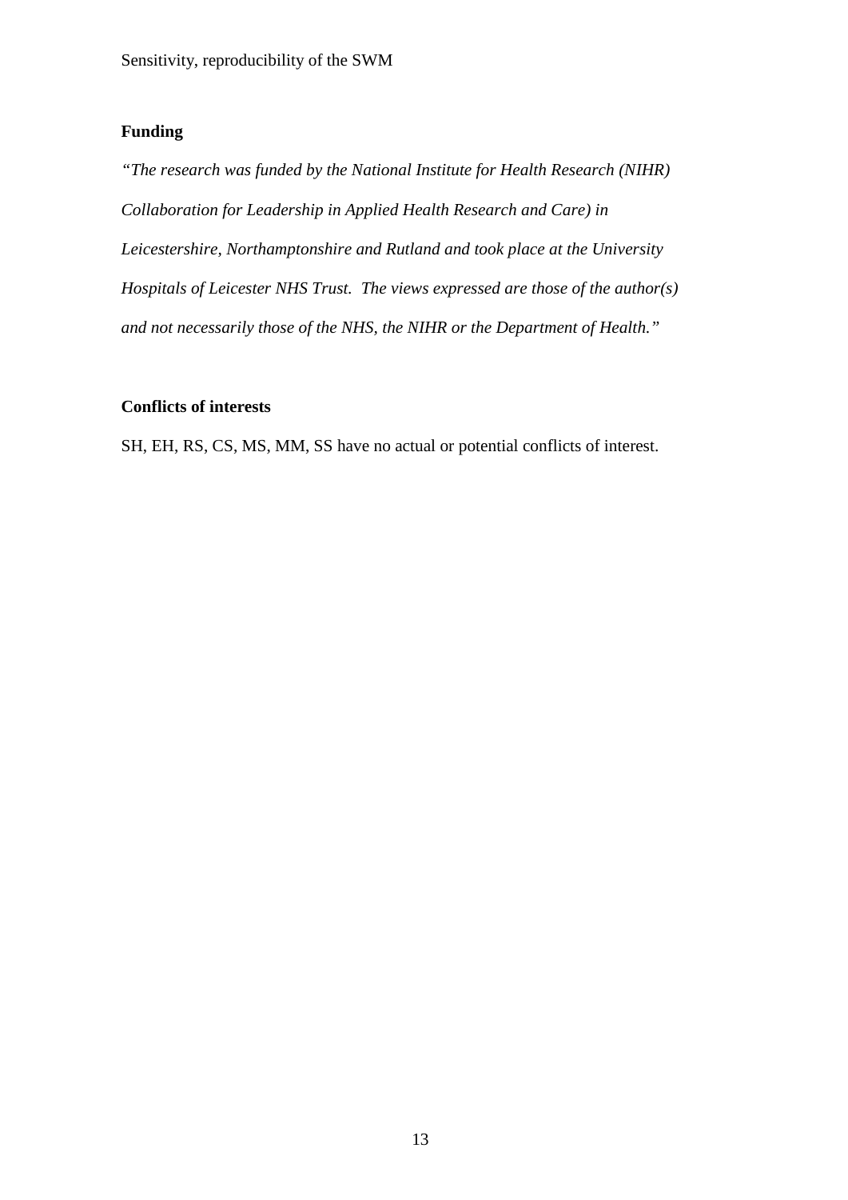## Funding

*"The research was funded by the National Institute for Health Research (NIHR) Collaboration for Leadership in Applied Health Research and Care) in Leicestershire, Northamptonshire and Rutland and took place at the University Hospitals of Leicester NHS Trust. The views expressed are those of the author(s) and not necessarily those of the NHS, the NIHR or the Department of Health."*

## Conflicts of interests

SH, EH, RS, CS, MS, MM, SS have no actual or potential conflicts of interest.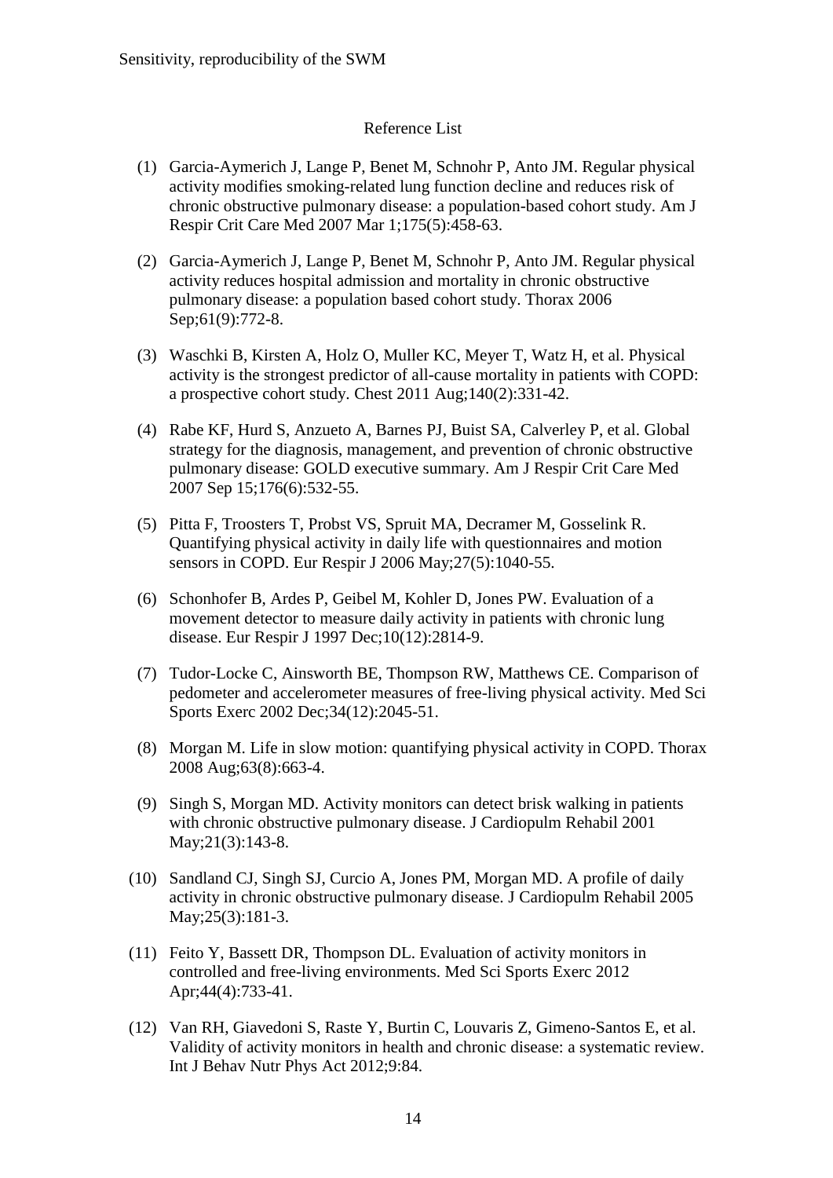## Reference List

(1) Garcia-Aymerich J, Lange P, Benet M, Schnohr P, Anto JM. Regular physical activity modifies smoking-related lung function decline and reduces risk of chronic obstructive pulmonary disease: a population-based cohort study. Am J Respir Crit Care Med 2007 Mar 1;175(5):458-63.

(2) Garcia-Aymerich J, Lange P, Benet M, Schnohr P, Anto JM. Regular physical activity reduces hospital admission and mortality in chronic obstructive pulmonary disease: a population based cohort study. Thorax 2006 Sep;61(9):772-8.

(3) Waschki B, Kirsten A, Holz O, Muller KC, Meyer T, Watz H, et al. Physical activity is the strongest predictor of all-cause mortality in patients with COPD: a prospective cohort study. Chest 2011 Aug;140(2):331-42.

(4) Rabe KF, Hurd S, Anzueto A, Barnes PJ, Buist SA, Calverley P, et al. Global strategy for the diagnosis, management, and prevention of chronic obstructive pulmonary disease: GOLD executive summary. Am J Respir Crit Care Med 2007 Sep 15;176(6):532-55.

(5) Pitta F, Troosters T, Probst VS, Spruit MA, Decramer M, Gosselink R. Quantifying physical activity in daily life with questionnaires and motion sensors in COPD. Eur Respir J 2006 May;27(5):1040-55.

(6) Schonhofer B, Ardes P, Geibel M, Kohler D, Jones PW. Evaluation of a movement detector to measure daily activity in patients with chronic lung disease. Eur Respir J 1997 Dec;10(12):2814-9.

(7) Tudor-Locke C, Ainsworth BE, Thompson RW, Matthews CE. Comparison of pedometer and accelerometer measures of free-living physical activity. Med Sci Sports Exerc 2002 Dec;34(12):2045-51.

(8) Morgan M. Life in slow motion: quantifying physical activity in COPD. Thorax 2008 Aug;63(8):663-4.

(9) Singh S, Morgan MD. Activity monitors can detect brisk walking in patients with chronic obstructive pulmonary disease. J Cardiopulm Rehabil 2001 May;21(3):143-8.

(10) Sandland CJ, Singh SJ, Curcio A, Jones PM, Morgan MD. A profile of daily activity in chronic obstructive pulmonary disease. J Cardiopulm Rehabil 2005 May;25(3):181-3.

(11) Feito Y, Bassett DR, Thompson DL. Evaluation of activity monitors in controlled and free-living environments. Med Sci Sports Exerc 2012 Apr;44(4):733-41.

(12) Van RH, Giavedoni S, Raste Y, Burtin C, Louvaris Z, Gimeno-Santos E, et al. Validity of activity monitors in health and chronic disease: a systematic review. Int J Behav Nutr Phys Act 2012;9:84.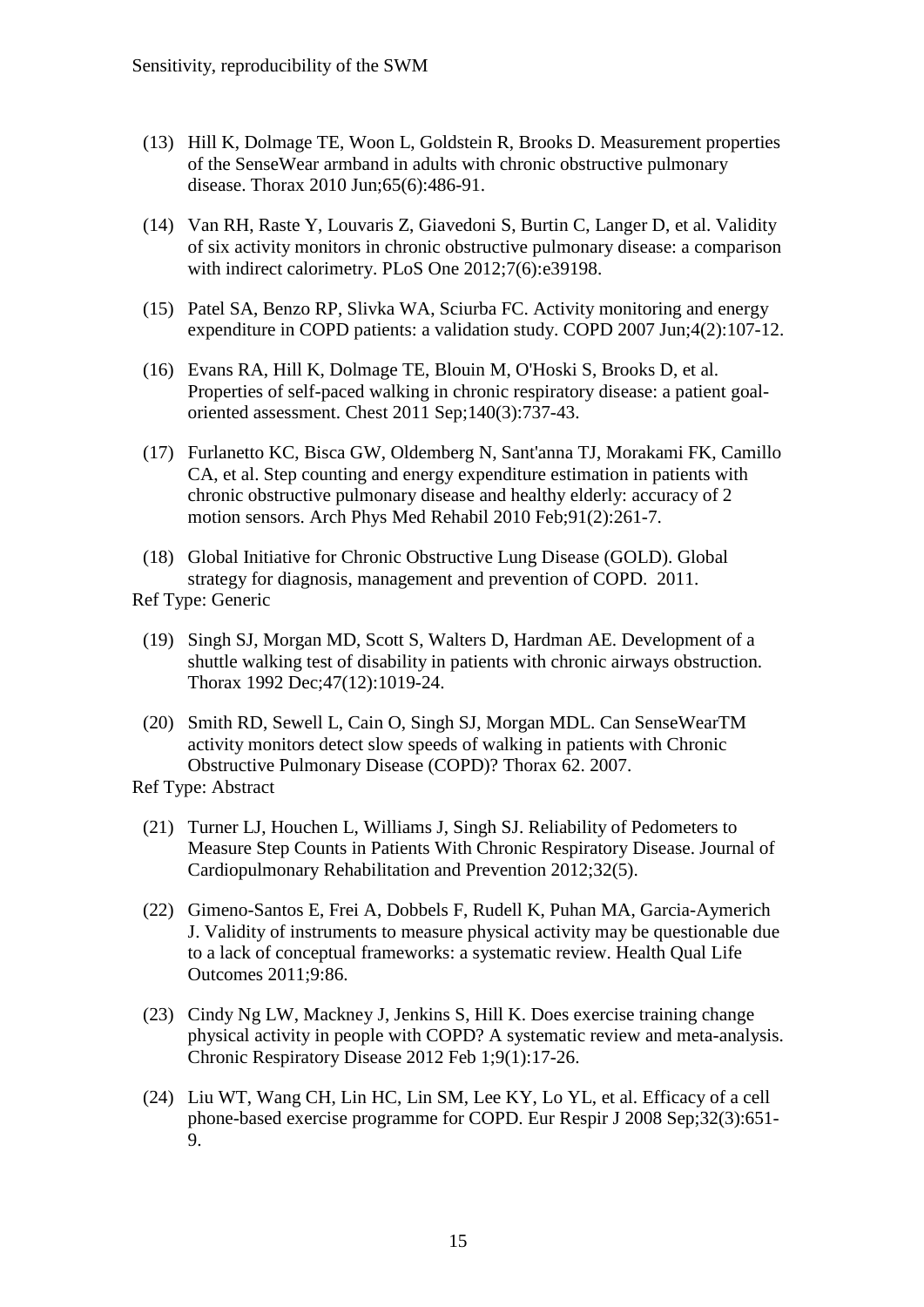(13) Hill K, Dolmage TE, Woon L, Goldstein R, Brooks D. Measurement properties of the SenseWear armband in adults with chronic obstructive pulmonary disease. Thorax 2010 Jun;65(6):486-91.

(14) Van RH, Raste Y, Louvaris Z, Giavedoni S, Burtin C, Langer D, et al. Validity of six activity monitors in chronic obstructive pulmonary disease: a comparison with indirect calorimetry. PLoS One 2012;7(6):e39198.

(15) Patel SA, Benzo RP, Slivka WA, Sciurba FC. Activity monitoring and energy expenditure in COPD patients: a validation study. COPD 2007 Jun;4(2):107-12.

(16) Evans RA, Hill K, Dolmage TE, Blouin M, O'Hoski S, Brooks D, et al. Properties of self-paced walking in chronic respiratory disease: a patient goal-oriented assessment. Chest 2011 Sep;140(3):737-43.

(17) Furlanetto KC, Bisca GW, Oldemberg N, Sant'anna TJ, Morakami FK, Camillo CA, et al. Step counting and energy expenditure estimation in patients with chronic obstructive pulmonary disease and healthy elderly: accuracy of 2 motion sensors. Arch Phys Med Rehabil 2010 Feb;91(2):261-7.

(18) Global Initiative for Chronic Obstructive Lung Disease (GOLD). Global strategy for diagnosis, management and prevention of COPD. 2011.
Ref Type: Generic

(19) Singh SJ, Morgan MD, Scott S, Walters D, Hardman AE. Development of a shuttle walking test of disability in patients with chronic airways obstruction. Thorax 1992 Dec;47(12):1019-24.

(20) Smith RD, Sewell L, Cain O, Singh SJ, Morgan MDL. Can SenseWearTM activity monitors detect slow speeds of walking in patients with Chronic Obstructive Pulmonary Disease (COPD)? Thorax 62. 2007.
Ref Type: Abstract

(21) Turner LJ, Houchen L, Williams J, Singh SJ. Reliability of Pedometers to Measure Step Counts in Patients With Chronic Respiratory Disease. Journal of Cardiopulmonary Rehabilitation and Prevention 2012;32(5).

(22) Gimeno-Santos E, Frei A, Dobbels F, Rudell K, Puhan MA, Garcia-Aymerich J. Validity of instruments to measure physical activity may be questionable due to a lack of conceptual frameworks: a systematic review. Health Qual Life Outcomes 2011;9:86.

(23) Cindy Ng LW, Mackney J, Jenkins S, Hill K. Does exercise training change physical activity in people with COPD? A systematic review and meta-analysis. Chronic Respiratory Disease 2012 Feb 1;9(1):17-26.

(24) Liu WT, Wang CH, Lin HC, Lin SM, Lee KY, Lo YL, et al. Efficacy of a cell phone-based exercise programme for COPD. Eur Respir J 2008 Sep;32(3):651-9.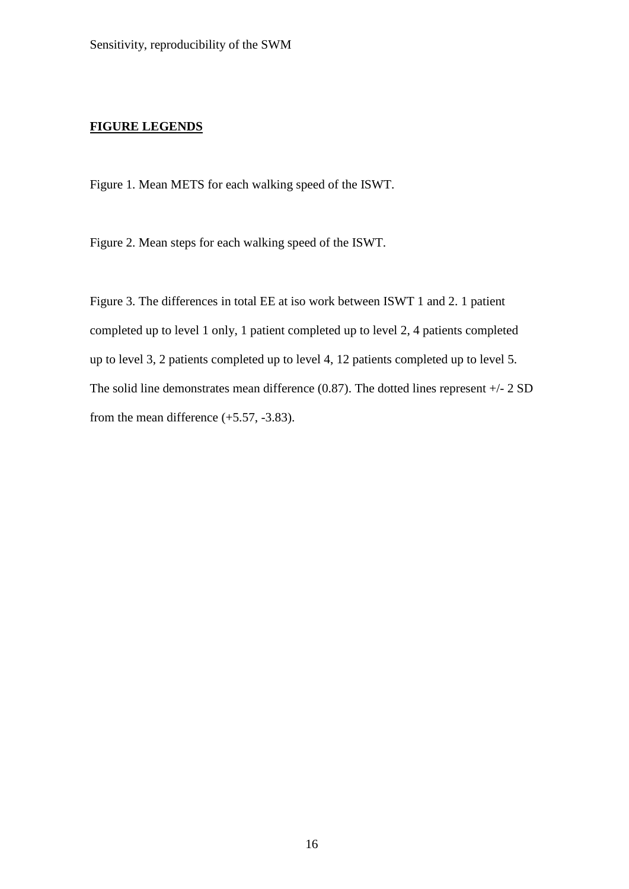## FIGURE LEGENDS

Figure 1. Mean METS for each walking speed of the ISWT.

Figure 2. Mean steps for each walking speed of the ISWT.

Figure 3. The differences in total EE at iso work between ISWT 1 and 2. 1 patient completed up to level 1 only, 1 patient completed up to level 2, 4 patients completed up to level 3, 2 patients completed up to level 4, 12 patients completed up to level 5. The solid line demonstrates mean difference (0.87). The dotted lines represent +/- 2 SD from the mean difference (+5.57, -3.83).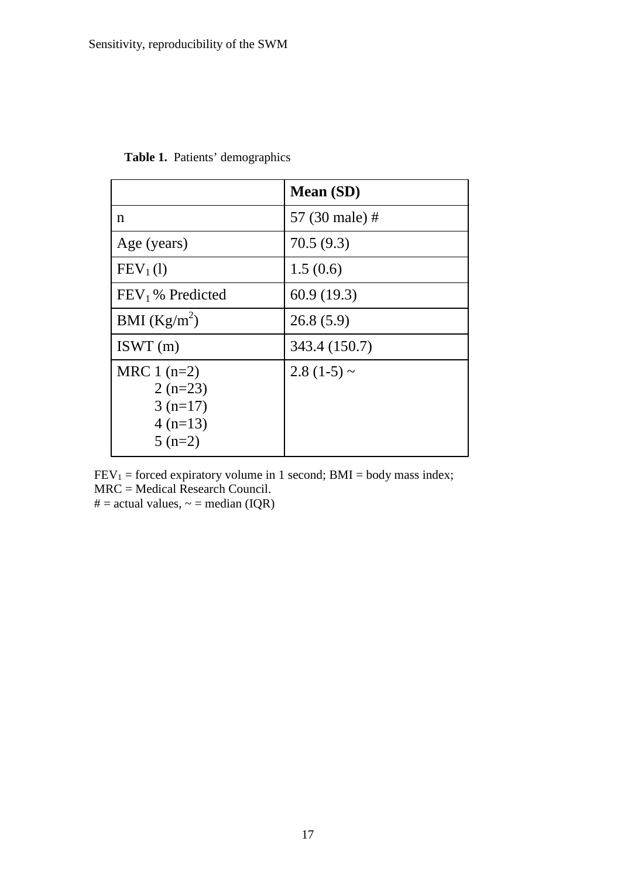**Table 1.** Patients' demographics

| | **Mean (SD)** |
|---|---|
| n | 57 (30 male) # |
| Age (years) | 70.5 (9.3) |
| $FEV_1$ (l) | 1.5 (0.6) |
| $FEV_1$ % Predicted | 60.9 (19.3) |
| BMI ($Kg/m^2$) | 26.8 (5.9) |
| ISWT (m) | 343.4 (150.7) |
| MRC 1 (n=2)<br>2 (n=23)<br>3 (n=17)<br>4 (n=13)<br>5 (n=2) | 2.8 (1-5) ~ |

$FEV_1$ = forced expiratory volume in 1 second; BMI = body mass index;
MRC = Medical Research Council.
# = actual values, ~ = median (IQR)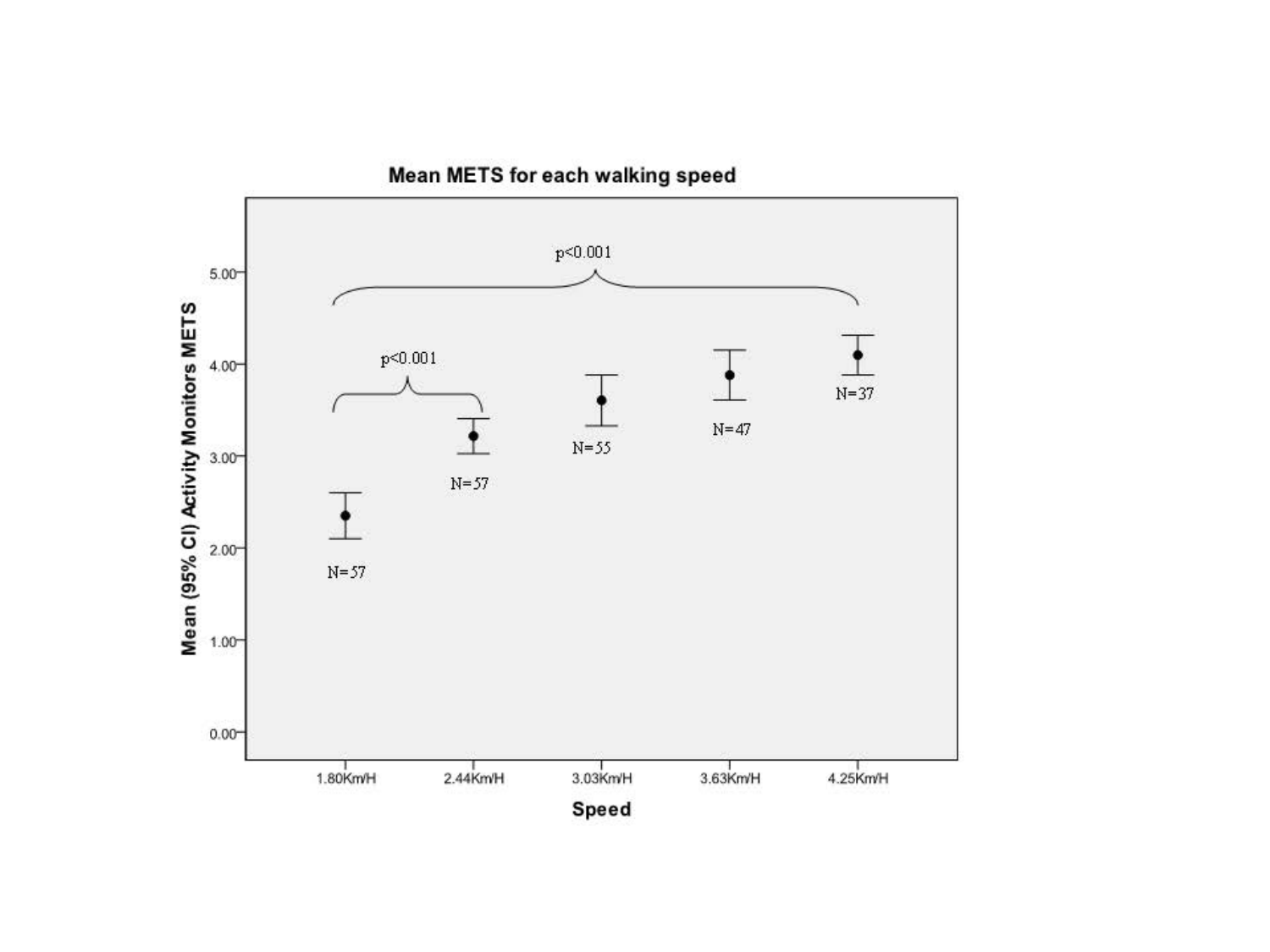**Mean METS for each walking speed**

Mean (95% CI) Activity Monitors METS

| Speed | N |
|---|---|
| 1.80Km/H | N=57 |
| 2.44Km/H | N=57 |
| 3.03Km/H | N=55 |
| 3.63Km/H | N=47 |
| 4.25Km/H | N=37 |

$p<0.001$ (1.80Km/H vs 2.44Km/H)

$p<0.001$ (1.80Km/H to 4.25Km/H)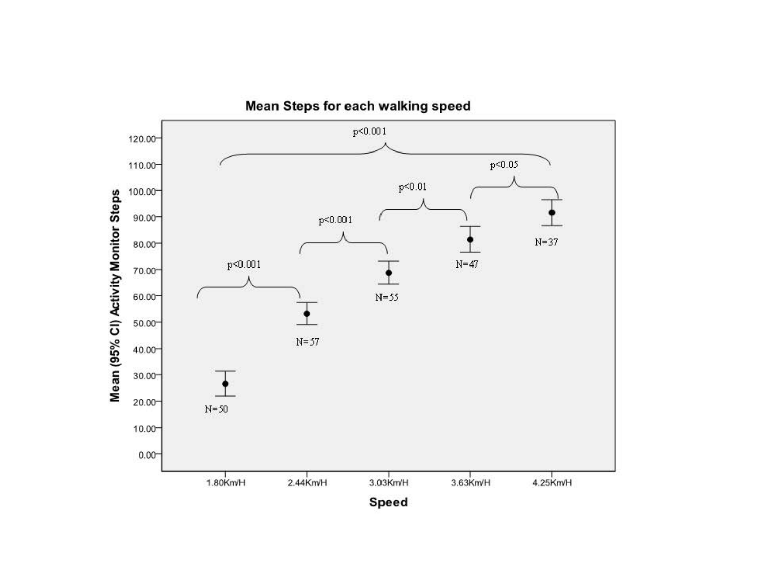**Mean Steps for each walking speed**

Mean (95% CI) Activity Monitor Steps

120.00
110.00
100.00
90.00
80.00
70.00
60.00
50.00
40.00
30.00
20.00
10.00
0.00

p<0.001

p<0.05

p<0.01

p<0.001

p<0.001

N=50

N=57

N=55

N=47

N=37

1.80Km/H 2.44Km/H 3.03Km/H 3.63Km/H 4.25Km/H

**Speed**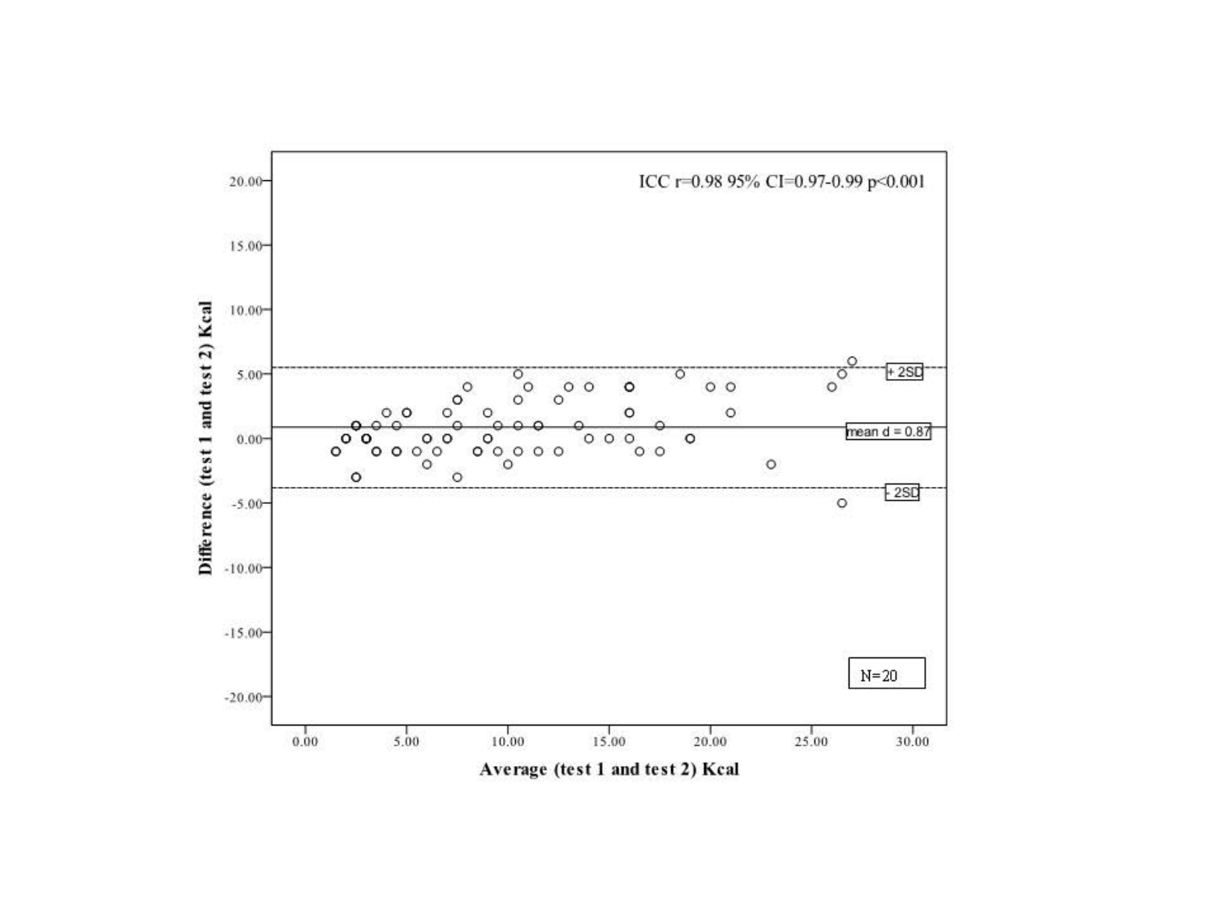ICC r=0.98 95% CI=0.97-0.99 p<0.001

Difference (test 1 and test 2) Kcal

Average (test 1 and test 2) Kcal

20.00
15.00
10.00
5.00
0.00
-5.00
-10.00
-15.00
-20.00

0.00
5.00
10.00
15.00
20.00
25.00
30.00

+ 2SD

mean d = 0.87

- 2SD

N=20